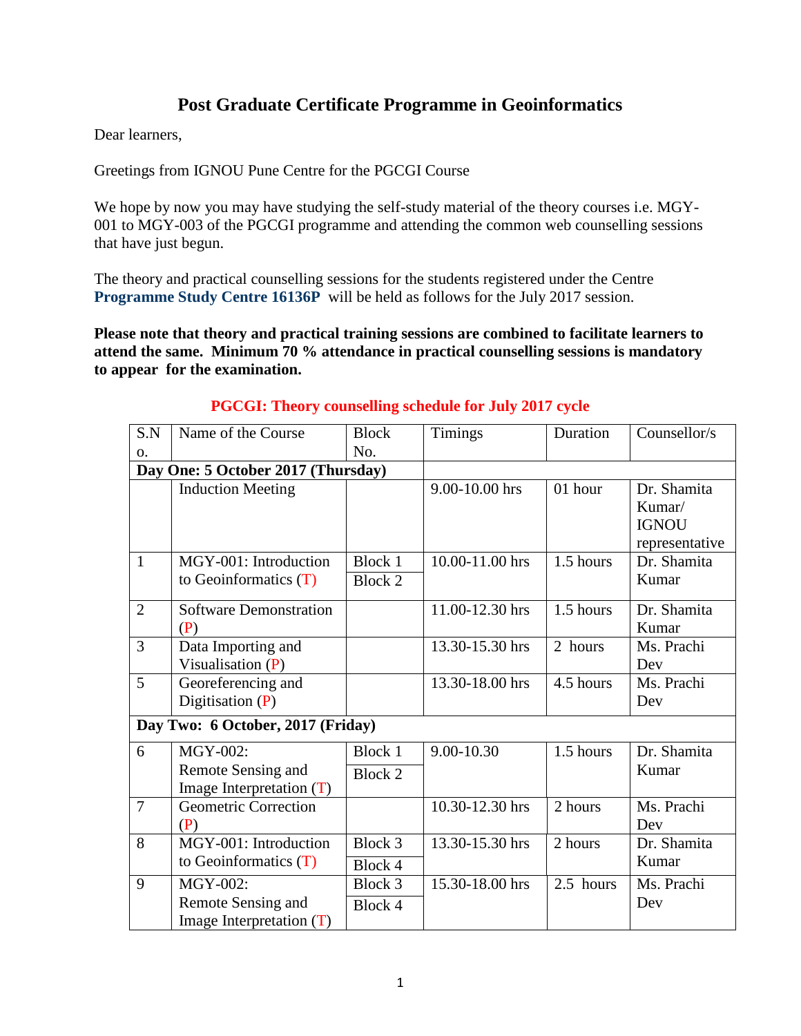# Post Graduate Certificate Programme in Geoinformatics

Dear learners,

Greetings from IGNOU Pune Centre for the PGCGI Course

We hope by now you may have studying the self-study material of the theory courses i.e. MGY-001 to MGY-003 of the PGCGI programme and attending the common web counselling sessions that have just begun.

The theory and practical counselling sessions for the students registered under the Centre **Programme Study Centre 16136P** will be held as follows for the July 2017 session.

**Please note that theory and practical training sessions are combined to facilitate learners to attend the same. Minimum 70 % attendance in practical counselling sessions is mandatory to appear for the examination.**

## PGCGI: Theory counselling schedule for July 2017 cycle

| S.No. | Name of the Course | Block No. | Timings | Duration | Counsellor/s |
|---|---|---|---|---|---|
| **Day One: 5 October 2017 (Thursday)** | | | | | |
| | Induction Meeting | | 9.00-10.00 hrs | 01 hour | Dr. Shamita Kumar/ IGNOU representative |
| 1 | MGY-001: Introduction to Geoinformatics (T) | Block 1<br>Block 2 | 10.00-11.00 hrs | 1.5 hours | Dr. Shamita Kumar |
| 2 | Software Demonstration (P) | | 11.00-12.30 hrs | 1.5 hours | Dr. Shamita Kumar |
| 3 | Data Importing and Visualisation (P) | | 13.30-15.30 hrs | 2 hours | Ms. Prachi Dev |
| 5 | Georeferencing and Digitisation (P) | | 13.30-18.00 hrs | 4.5 hours | Ms. Prachi Dev |
| **Day Two: 6 October, 2017 (Friday)** | | | | | |
| 6 | MGY-002: Remote Sensing and Image Interpretation (T) | Block 1<br>Block 2 | 9.00-10.30 | 1.5 hours | Dr. Shamita Kumar |
| 7 | Geometric Correction (P) | | 10.30-12.30 hrs | 2 hours | Ms. Prachi Dev |
| 8 | MGY-001: Introduction to Geoinformatics (T) | Block 3<br>Block 4 | 13.30-15.30 hrs | 2 hours | Dr. Shamita Kumar |
| 9 | MGY-002: Remote Sensing and Image Interpretation (T) | Block 3<br>Block 4 | 15.30-18.00 hrs | 2.5 hours | Ms. Prachi Dev |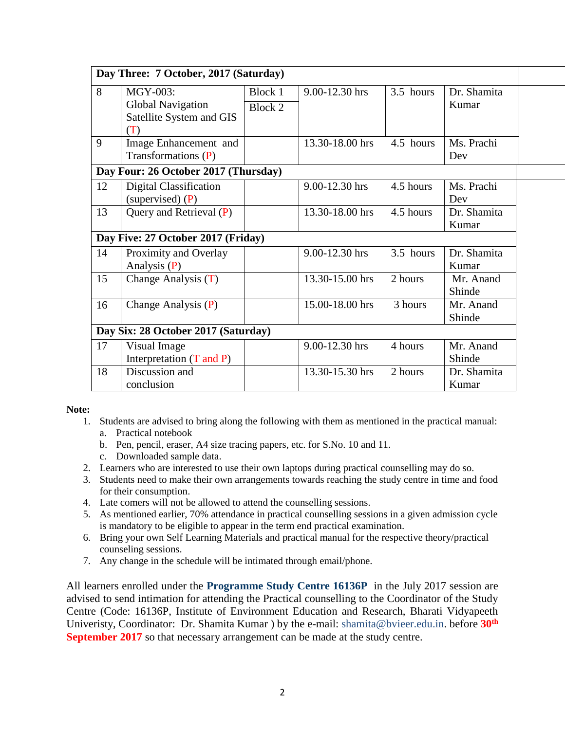| Day Three: 7 October, 2017 (Saturday) | | | | | |
|---|---|---|---|---|---|
| 8 | MGY-003: Global Navigation Satellite System and GIS (T) | Block 1<br>Block 2 | 9.00-12.30 hrs | 3.5 hours | Dr. Shamita Kumar |
| 9 | Image Enhancement and Transformations (P) | | 13.30-18.00 hrs | 4.5 hours | Ms. Prachi Dev |
| **Day Four: 26 October 2017 (Thursday)** | | | | | |
| 12 | Digital Classification (supervised) (P) | | 9.00-12.30 hrs | 4.5 hours | Ms. Prachi Dev |
| 13 | Query and Retrieval (P) | | 13.30-18.00 hrs | 4.5 hours | Dr. Shamita Kumar |
| **Day Five: 27 October 2017 (Friday)** | | | | | |
| 14 | Proximity and Overlay Analysis (P) | | 9.00-12.30 hrs | 3.5 hours | Dr. Shamita Kumar |
| 15 | Change Analysis (T) | | 13.30-15.00 hrs | 2 hours | Mr. Anand Shinde |
| 16 | Change Analysis (P) | | 15.00-18.00 hrs | 3 hours | Mr. Anand Shinde |
| **Day Six: 28 October 2017 (Saturday)** | | | | | |
| 17 | Visual Image Interpretation (T and P) | | 9.00-12.30 hrs | 4 hours | Mr. Anand Shinde |
| 18 | Discussion and conclusion | | 13.30-15.30 hrs | 2 hours | Dr. Shamita Kumar |

**Note:**

1. Students are advised to bring along the following with them as mentioned in the practical manual:
   a. Practical notebook
   b. Pen, pencil, eraser, A4 size tracing papers, etc. for S.No. 10 and 11.
   c. Downloaded sample data.
2. Learners who are interested to use their own laptops during practical counselling may do so.
3. Students need to make their own arrangements towards reaching the study centre in time and food for their consumption.
4. Late comers will not be allowed to attend the counselling sessions.
5. As mentioned earlier, 70% attendance in practical counselling sessions in a given admission cycle is mandatory to be eligible to appear in the term end practical examination.
6. Bring your own Self Learning Materials and practical manual for the respective theory/practical counseling sessions.
7. Any change in the schedule will be intimated through email/phone.

All learners enrolled under the **Programme Study Centre 16136P** in the July 2017 session are advised to send intimation for attending the Practical counselling to the Coordinator of the Study Centre (Code: 16136P, Institute of Environment Education and Research, Bharati Vidyapeeth Univeristy, Coordinator: Dr. Shamita Kumar ) by the e-mail: shamita@bvieer.edu.in. before **30th September 2017** so that necessary arrangement can be made at the study centre.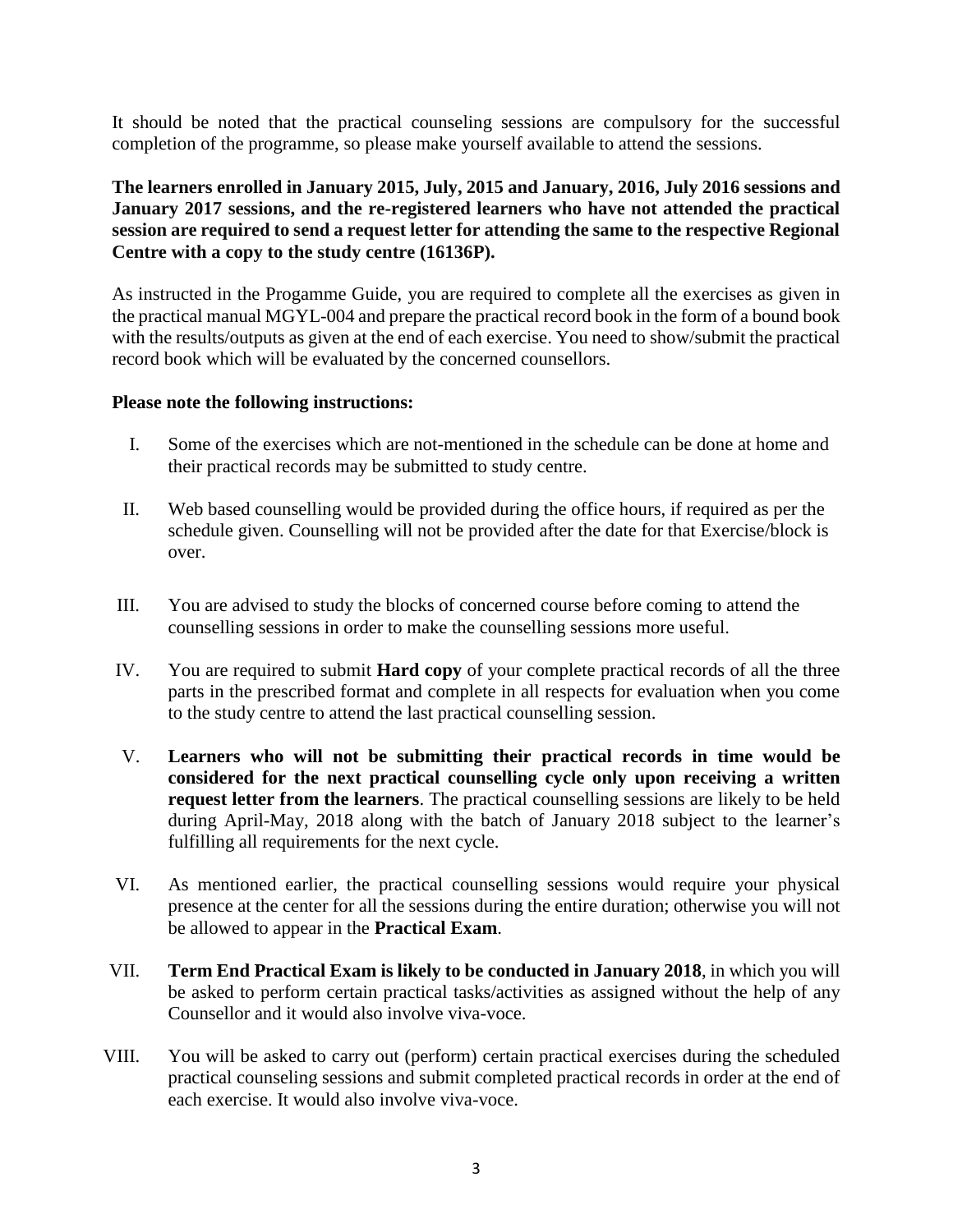It should be noted that the practical counseling sessions are compulsory for the successful completion of the programme, so please make yourself available to attend the sessions.

**The learners enrolled in January 2015, July, 2015 and January, 2016, July 2016 sessions and January 2017 sessions, and the re-registered learners who have not attended the practical session are required to send a request letter for attending the same to the respective Regional Centre with a copy to the study centre (16136P).**

As instructed in the Progamme Guide, you are required to complete all the exercises as given in the practical manual MGYL-004 and prepare the practical record book in the form of a bound book with the results/outputs as given at the end of each exercise. You need to show/submit the practical record book which will be evaluated by the concerned counsellors.

**Please note the following instructions:**

I. Some of the exercises which are not-mentioned in the schedule can be done at home and their practical records may be submitted to study centre.

II. Web based counselling would be provided during the office hours, if required as per the schedule given. Counselling will not be provided after the date for that Exercise/block is over.

III. You are advised to study the blocks of concerned course before coming to attend the counselling sessions in order to make the counselling sessions more useful.

IV. You are required to submit **Hard copy** of your complete practical records of all the three parts in the prescribed format and complete in all respects for evaluation when you come to the study centre to attend the last practical counselling session.

V. **Learners who will not be submitting their practical records in time would be considered for the next practical counselling cycle only upon receiving a written request letter from the learners**. The practical counselling sessions are likely to be held during April-May, 2018 along with the batch of January 2018 subject to the learner's fulfilling all requirements for the next cycle.

VI. As mentioned earlier, the practical counselling sessions would require your physical presence at the center for all the sessions during the entire duration; otherwise you will not be allowed to appear in the **Practical Exam**.

VII. **Term End Practical Exam is likely to be conducted in January 2018**, in which you will be asked to perform certain practical tasks/activities as assigned without the help of any Counsellor and it would also involve viva-voce.

VIII. You will be asked to carry out (perform) certain practical exercises during the scheduled practical counseling sessions and submit completed practical records in order at the end of each exercise. It would also involve viva-voce.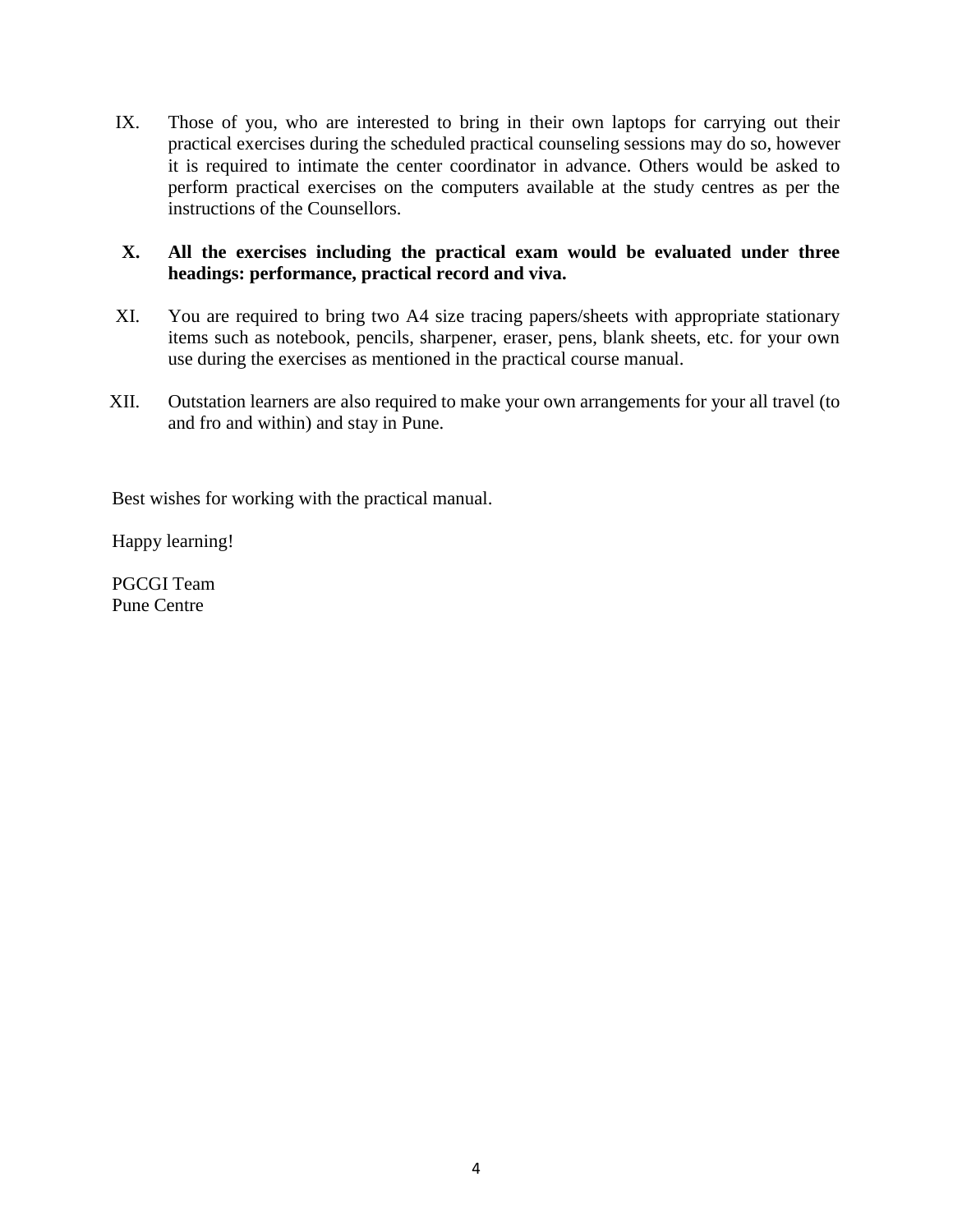IX. Those of you, who are interested to bring in their own laptops for carrying out their practical exercises during the scheduled practical counseling sessions may do so, however it is required to intimate the center coordinator in advance. Others would be asked to perform practical exercises on the computers available at the study centres as per the instructions of the Counsellors.

**X. All the exercises including the practical exam would be evaluated under three headings: performance, practical record and viva.**

XI. You are required to bring two A4 size tracing papers/sheets with appropriate stationary items such as notebook, pencils, sharpener, eraser, pens, blank sheets, etc. for your own use during the exercises as mentioned in the practical course manual.

XII. Outstation learners are also required to make your own arrangements for your all travel (to and fro and within) and stay in Pune.

Best wishes for working with the practical manual.

Happy learning!

PGCGI Team
Pune Centre